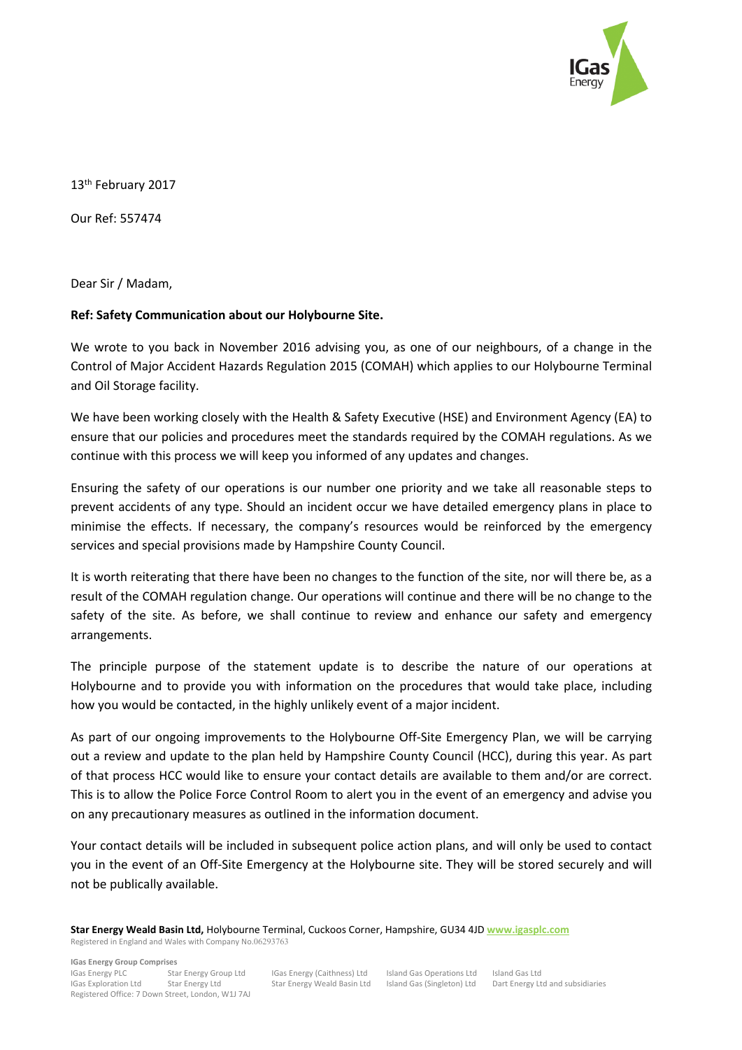13th February 2017

Our Ref: 557474

Dear Sir / Madam,

**Ref: Safety Communication about our Holybourne Site.**

We wrote to you back in November 2016 advising you, as one of our neighbours, of a change in the Control of Major Accident Hazards Regulation 2015 (COMAH) which applies to our Holybourne Terminal and Oil Storage facility.

We have been working closely with the Health & Safety Executive (HSE) and Environment Agency (EA) to ensure that our policies and procedures meet the standards required by the COMAH regulations. As we continue with this process we will keep you informed of any updates and changes.

Ensuring the safety of our operations is our number one priority and we take all reasonable steps to prevent accidents of any type. Should an incident occur we have detailed emergency plans in place to minimise the effects. If necessary, the company's resources would be reinforced by the emergency services and special provisions made by Hampshire County Council.

It is worth reiterating that there have been no changes to the function of the site, nor will there be, as a result of the COMAH regulation change. Our operations will continue and there will be no change to the safety of the site. As before, we shall continue to review and enhance our safety and emergency arrangements.

The principle purpose of the statement update is to describe the nature of our operations at Holybourne and to provide you with information on the procedures that would take place, including how you would be contacted, in the highly unlikely event of a major incident.

As part of our ongoing improvements to the Holybourne Off-Site Emergency Plan, we will be carrying out a review and update to the plan held by Hampshire County Council (HCC), during this year. As part of that process HCC would like to ensure your contact details are available to them and/or are correct. This is to allow the Police Force Control Room to alert you in the event of an emergency and advise you on any precautionary measures as outlined in the information document.

Your contact details will be included in subsequent police action plans, and will only be used to contact you in the event of an Off-Site Emergency at the Holybourne site. They will be stored securely and will not be publically available.

**Star Energy Weald Basin Ltd,** Holybourne Terminal, Cuckoos Corner, Hampshire, GU34 4JD **www.igasplc.com**
Registered in England and Wales with Company No.06293763

**IGas Energy Group Comprises**
IGas Energy PLC, Star Energy Group Ltd, IGas Energy (Caithness) Ltd, Island Gas Operations Ltd, Island Gas Ltd, IGas Exploration Ltd, Star Energy Ltd, Star Energy Weald Basin Ltd, Island Gas (Singleton) Ltd, Dart Energy Ltd and subsidiaries
Registered Office: 7 Down Street, London, W1J 7AJ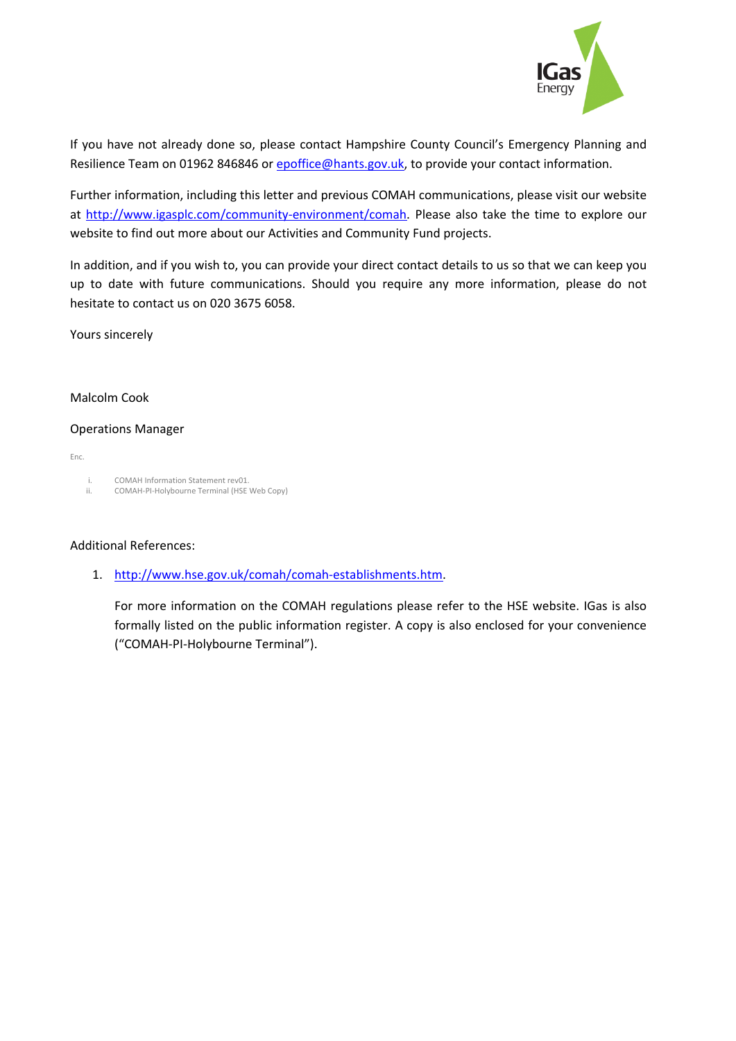If you have not already done so, please contact Hampshire County Council's Emergency Planning and Resilience Team on 01962 846846 or epoffice@hants.gov.uk, to provide your contact information.

Further information, including this letter and previous COMAH communications, please visit our website at http://www.igasplc.com/community-environment/comah. Please also take the time to explore our website to find out more about our Activities and Community Fund projects.

In addition, and if you wish to, you can provide your direct contact details to us so that we can keep you up to date with future communications. Should you require any more information, please do not hesitate to contact us on 020 3675 6058.

Yours sincerely

Malcolm Cook

Operations Manager

Enc.

i. COMAH Information Statement rev01.
ii. COMAH-PI-Holybourne Terminal (HSE Web Copy)

Additional References:

1. http://www.hse.gov.uk/comah/comah-establishments.htm.

   For more information on the COMAH regulations please refer to the HSE website. IGas is also formally listed on the public information register. A copy is also enclosed for your convenience ("COMAH-PI-Holybourne Terminal").